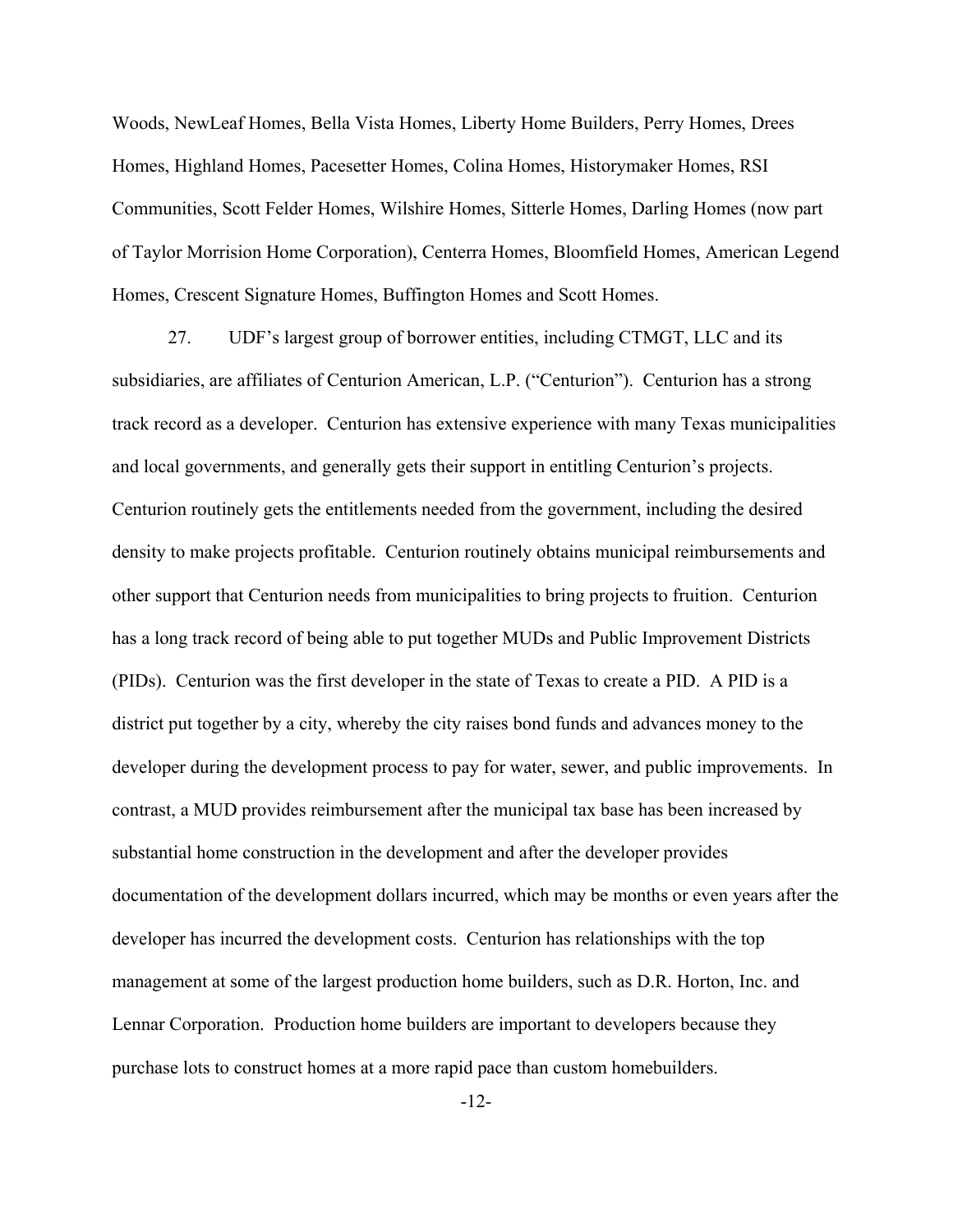Woods, NewLeaf Homes, Bella Vista Homes, Liberty Home Builders, Perry Homes, Drees Homes, Highland Homes, Pacesetter Homes, Colina Homes, Historymaker Homes, RSI Communities, Scott Felder Homes, Wilshire Homes, Sitterle Homes, Darling Homes (now part of Taylor Morrision Home Corporation), Centerra Homes, Bloomfield Homes, American Legend Homes, Crescent Signature Homes, Buffington Homes and Scott Homes.

27. UDF's largest group of borrower entities, including CTMGT, LLC and its subsidiaries, are affiliates of Centurion American, L.P. ("Centurion"). Centurion has a strong track record as a developer. Centurion has extensive experience with many Texas municipalities and local governments, and generally gets their support in entitling Centurion's projects. Centurion routinely gets the entitlements needed from the government, including the desired density to make projects profitable. Centurion routinely obtains municipal reimbursements and other support that Centurion needs from municipalities to bring projects to fruition. Centurion has a long track record of being able to put together MUDs and Public Improvement Districts (PIDs). Centurion was the first developer in the state of Texas to create a PID. A PID is a district put together by a city, whereby the city raises bond funds and advances money to the developer during the development process to pay for water, sewer, and public improvements. In contrast, a MUD provides reimbursement after the municipal tax base has been increased by substantial home construction in the development and after the developer provides documentation of the development dollars incurred, which may be months or even years after the developer has incurred the development costs. Centurion has relationships with the top management at some of the largest production home builders, such as D.R. Horton, Inc. and Lennar Corporation. Production home builders are important to developers because they purchase lots to construct homes at a more rapid pace than custom homebuilders.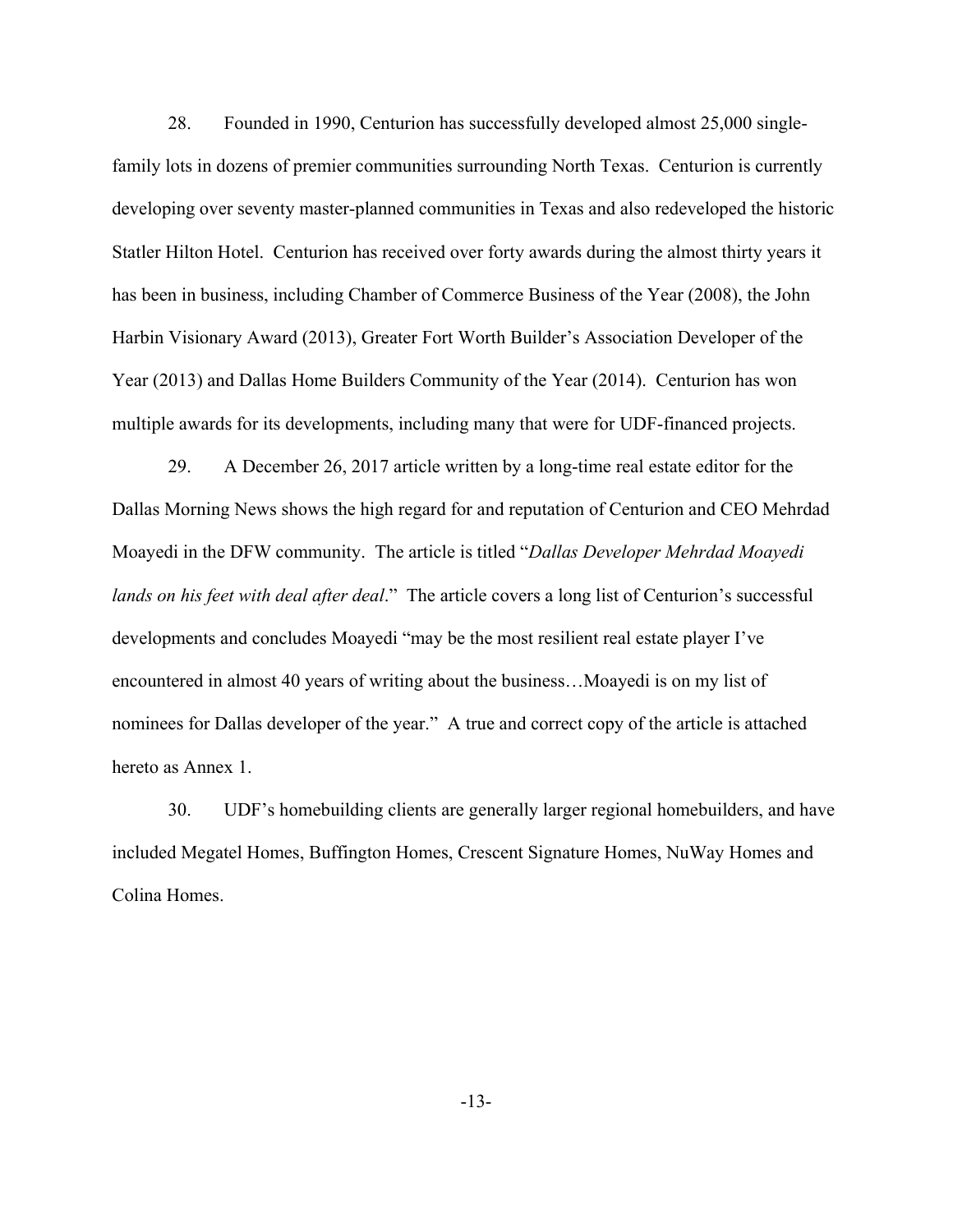28. Founded in 1990, Centurion has successfully developed almost 25,000 single-family lots in dozens of premier communities surrounding North Texas. Centurion is currently developing over seventy master-planned communities in Texas and also redeveloped the historic Statler Hilton Hotel. Centurion has received over forty awards during the almost thirty years it has been in business, including Chamber of Commerce Business of the Year (2008), the John Harbin Visionary Award (2013), Greater Fort Worth Builder's Association Developer of the Year (2013) and Dallas Home Builders Community of the Year (2014). Centurion has won multiple awards for its developments, including many that were for UDF-financed projects.

29. A December 26, 2017 article written by a long-time real estate editor for the Dallas Morning News shows the high regard for and reputation of Centurion and CEO Mehrdad Moayedi in the DFW community. The article is titled "*Dallas Developer Mehrdad Moayedi lands on his feet with deal after deal*." The article covers a long list of Centurion's successful developments and concludes Moayedi "may be the most resilient real estate player I've encountered in almost 40 years of writing about the business…Moayedi is on my list of nominees for Dallas developer of the year." A true and correct copy of the article is attached hereto as Annex 1.

30. UDF's homebuilding clients are generally larger regional homebuilders, and have included Megatel Homes, Buffington Homes, Crescent Signature Homes, NuWay Homes and Colina Homes.